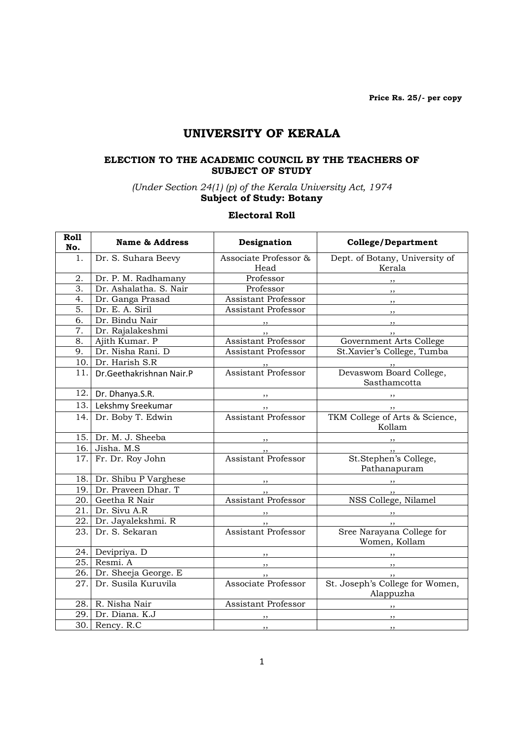**Price Rs. 25/- per copy**

# UNIVERSITY OF KERALA

### ELECTION TO THE ACADEMIC COUNCIL BY THE TEACHERS OF SUBJECT OF STUDY

*(Under Section 24(1) (p) of the Kerala University Act, 1974*

**Subject of Study: Botany**

**Electoral Roll**

| Roll No. | Name & Address | Designation | College/Department |
|---|---|---|---|
| 1. | Dr. S. Suhara Beevy | Associate Professor & Head | Dept. of Botany, University of Kerala |
| 2. | Dr. P. M. Radhamany | Professor | ,, |
| 3. | Dr. Ashalatha. S. Nair | Professor | ,, |
| 4. | Dr. Ganga Prasad | Assistant Professor | ,, |
| 5. | Dr. E. A. Siril | Assistant Professor | ,, |
| 6. | Dr. Bindu Nair | ,, | ,, |
| 7. | Dr. Rajalakeshmi | ,, | ,, |
| 8. | Ajith Kumar. P | Assistant Professor | Government Arts College |
| 9. | Dr. Nisha Rani. D | Assistant Professor | St.Xavier's College, Tumba |
| 10. | Dr. Harish S.R | ,, | ,, |
| 11. | Dr.Geethakrishnan Nair.P | Assistant Professor | Devaswom Board College, Sasthamcotta |
| 12. | Dr. Dhanya.S.R. | ,, | ,, |
| 13. | Lekshmy Sreekumar | ,, | ,, |
| 14. | Dr. Boby T. Edwin | Assistant Professor | TKM College of Arts & Science, Kollam |
| 15. | Dr. M. J. Sheeba | ,, | ,, |
| 16. | Jisha. M.S | ,, | ,, |
| 17. | Fr. Dr. Roy John | Assistant Professor | St.Stephen's College, Pathanapuram |
| 18. | Dr. Shibu P Varghese | ,, | ,, |
| 19. | Dr. Praveen Dhar. T | ,, | ,, |
| 20. | Geetha R Nair | Assistant Professor | NSS College, Nilamel |
| 21. | Dr. Sivu A.R | ,, | ,, |
| 22. | Dr. Jayalekshmi. R | ,, | ,, |
| 23. | Dr. S. Sekaran | Assistant Professor | Sree Narayana College for Women, Kollam |
| 24. | Devipriya. D | ,, | ,, |
| 25. | Resmi. A | ,, | ,, |
| 26. | Dr. Sheeja George. E | ,, | ,, |
| 27. | Dr. Susila Kuruvila | Associate Professor | St. Joseph's College for Women, Alappuzha |
| 28. | R. Nisha Nair | Assistant Professor | ,, |
| 29. | Dr. Diana. K.J | ,, | ,, |
| 30. | Rency. R.C | ,, | ,, |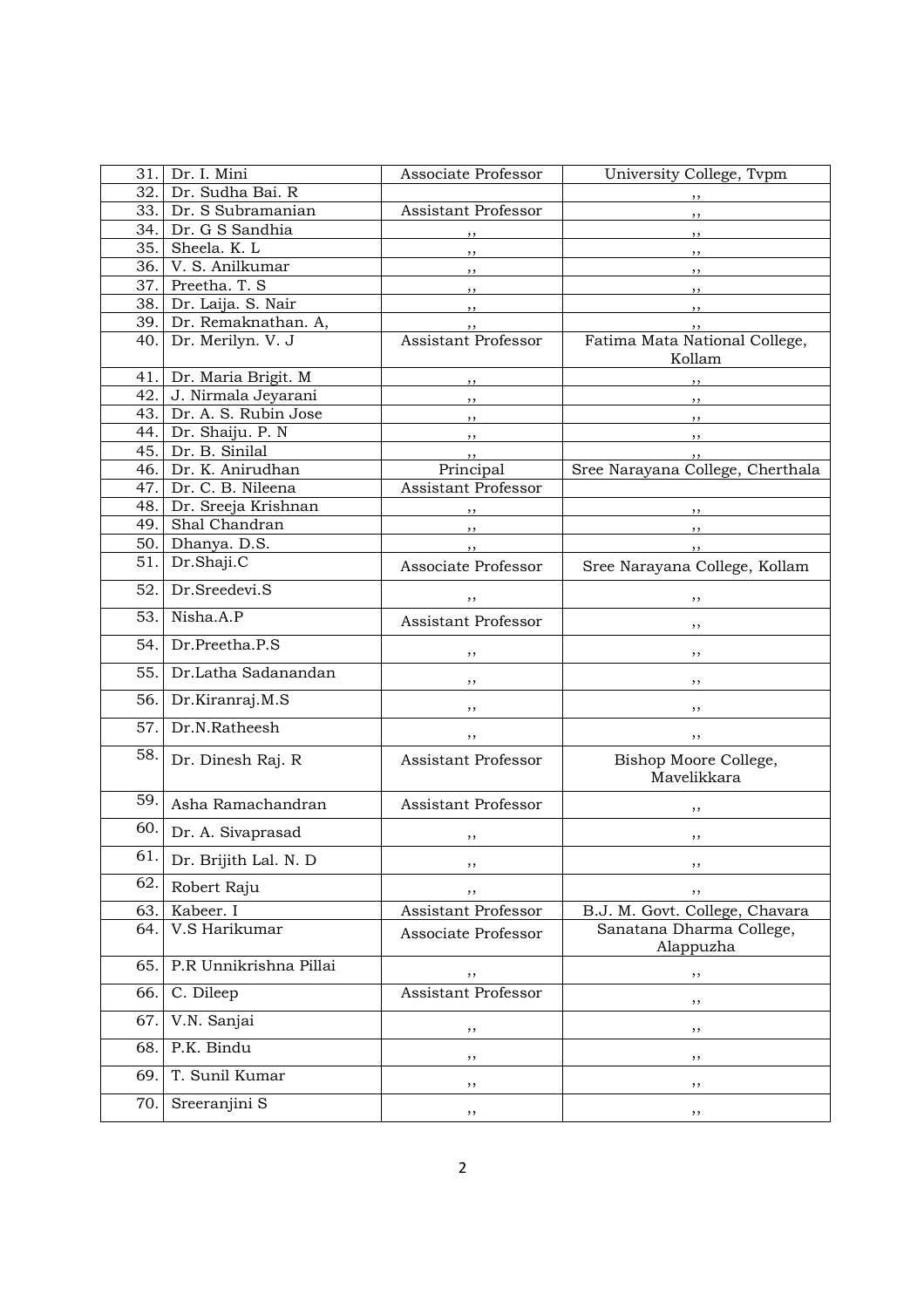| 31. | Dr. I. Mini | Associate Professor | University College, Tvpm |
|---|---|---|---|
| 32. | Dr. Sudha Bai. R | | ,, |
| 33. | Dr. S Subramanian | Assistant Professor | ,, |
| 34. | Dr. G S Sandhia | ,, | ,, |
| 35. | Sheela. K. L | ,, | ,, |
| 36. | V. S. Anilkumar | ,, | ,, |
| 37. | Preetha. T. S | ,, | ,, |
| 38. | Dr. Laija. S. Nair | ,, | ,, |
| 39. | Dr. Remaknathan. A, | ,, | ,, |
| 40. | Dr. Merilyn. V. J | Assistant Professor | Fatima Mata National College, Kollam |
| 41. | Dr. Maria Brigit. M | ,, | ,, |
| 42. | J. Nirmala Jeyarani | ,, | ,, |
| 43. | Dr. A. S. Rubin Jose | ,, | ,, |
| 44. | Dr. Shaiju. P. N | ,, | ,, |
| 45. | Dr. B. Sinilal | ,, | ,, |
| 46. | Dr. K. Anirudhan | Principal | Sree Narayana College, Cherthala |
| 47. | Dr. C. B. Nileena | Assistant Professor | |
| 48. | Dr. Sreeja Krishnan | ,, | ,, |
| 49. | Shal Chandran | ,, | ,, |
| 50. | Dhanya. D.S. | ,, | ,, |
| 51. | Dr.Shaji.C | Associate Professor | Sree Narayana College, Kollam |
| 52. | Dr.Sreedevi.S | ,, | ,, |
| 53. | Nisha.A.P | Assistant Professor | ,, |
| 54. | Dr.Preetha.P.S | ,, | ,, |
| 55. | Dr.Latha Sadanandan | ,, | ,, |
| 56. | Dr.Kiranraj.M.S | ,, | ,, |
| 57. | Dr.N.Ratheesh | ,, | ,, |
| 58. | Dr. Dinesh Raj. R | Assistant Professor | Bishop Moore College, Mavelikkara |
| 59. | Asha Ramachandran | Assistant Professor | ,, |
| 60. | Dr. A. Sivaprasad | ,, | ,, |
| 61. | Dr. Brijith Lal. N. D | ,, | ,, |
| 62. | Robert Raju | ,, | ,, |
| 63. | Kabeer. I | Assistant Professor | B.J. M. Govt. College, Chavara |
| 64. | V.S Harikumar | Associate Professor | Sanatana Dharma College, Alappuzha |
| 65. | P.R Unnikrishna Pillai | ,, | ,, |
| 66. | C. Dileep | Assistant Professor | ,, |
| 67. | V.N. Sanjai | ,, | ,, |
| 68. | P.K. Bindu | ,, | ,, |
| 69. | T. Sunil Kumar | ,, | ,, |
| 70. | Sreeranjini S | ,, | ,, |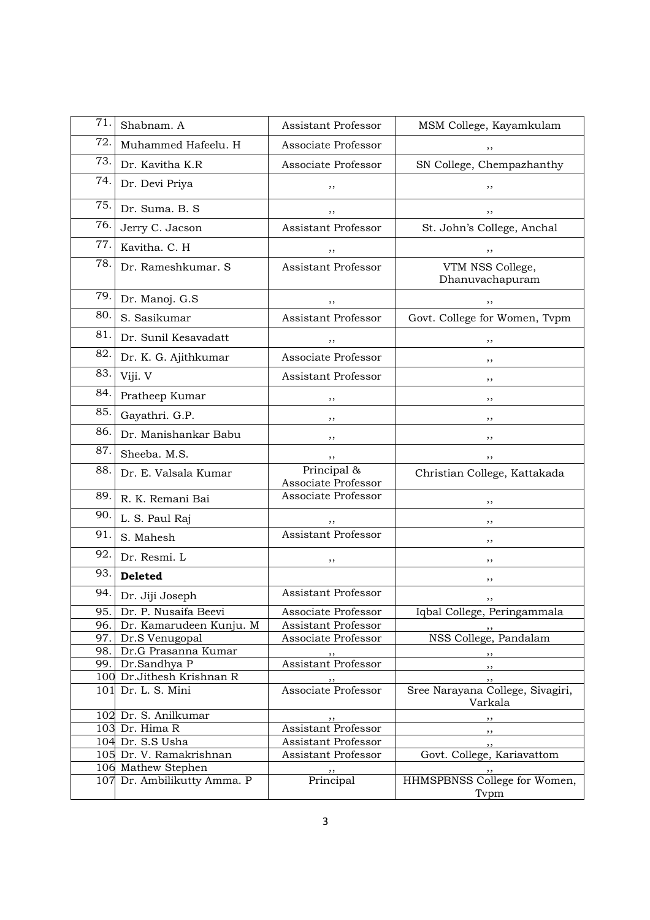| 71. | Shabnam. A | Assistant Professor | MSM College, Kayamkulam |
|---|---|---|---|
| 72. | Muhammed Hafeelu. H | Associate Professor | ,, |
| 73. | Dr. Kavitha K.R | Associate Professor | SN College, Chempazhanthy |
| 74. | Dr. Devi Priya | ,, | ,, |
| 75. | Dr. Suma. B. S | ,, | ,, |
| 76. | Jerry C. Jacson | Assistant Professor | St. John's College, Anchal |
| 77. | Kavitha. C. H | ,, | ,, |
| 78. | Dr. Rameshkumar. S | Assistant Professor | VTM NSS College, Dhanuvachapuram |
| 79. | Dr. Manoj. G.S | ,, | ,, |
| 80. | S. Sasikumar | Assistant Professor | Govt. College for Women, Tvpm |
| 81. | Dr. Sunil Kesavadatt | ,, | ,, |
| 82. | Dr. K. G. Ajithkumar | Associate Professor | ,, |
| 83. | Viji. V | Assistant Professor | ,, |
| 84. | Pratheep Kumar | ,, | ,, |
| 85. | Gayathri. G.P. | ,, | ,, |
| 86. | Dr. Manishankar Babu | ,, | ,, |
| 87. | Sheeba. M.S. | ,, | ,, |
| 88. | Dr. E. Valsala Kumar | Principal & Associate Professor | Christian College, Kattakada |
| 89. | R. K. Remani Bai | Associate Professor | ,, |
| 90. | L. S. Paul Raj | ,, | ,, |
| 91. | S. Mahesh | Assistant Professor | ,, |
| 92. | Dr. Resmi. L | ,, | ,, |
| 93. | **Deleted** | | ,, |
| 94. | Dr. Jiji Joseph | Assistant Professor | ,, |
| 95. | Dr. P. Nusaifa Beevi | Associate Professor | Iqbal College, Peringammala |
| 96. | Dr. Kamarudeen Kunju. M | Assistant Professor | ,, |
| 97. | Dr.S Venugopal | Associate Professor | NSS College, Pandalam |
| 98. | Dr.G Prasanna Kumar | ,, | ,, |
| 99. | Dr.Sandhya P | Assistant Professor | ,, |
| 100 | Dr.Jithesh Krishnan R | ,, | ,, |
| 101 | Dr. L. S. Mini | Associate Professor | Sree Narayana College, Sivagiri, Varkala |
| 102 | Dr. S. Anilkumar | ,, | ,, |
| 103 | Dr. Hima R | Assistant Professor | ,, |
| 104 | Dr. S.S Usha | Assistant Professor | ,, |
| 105 | Dr. V. Ramakrishnan | Assistant Professor | Govt. College, Kariavattom |
| 106 | Mathew Stephen | ,, | ,, |
| 107 | Dr. Ambilikutty Amma. P | Principal | HHMSPBNSS College for Women, Tvpm |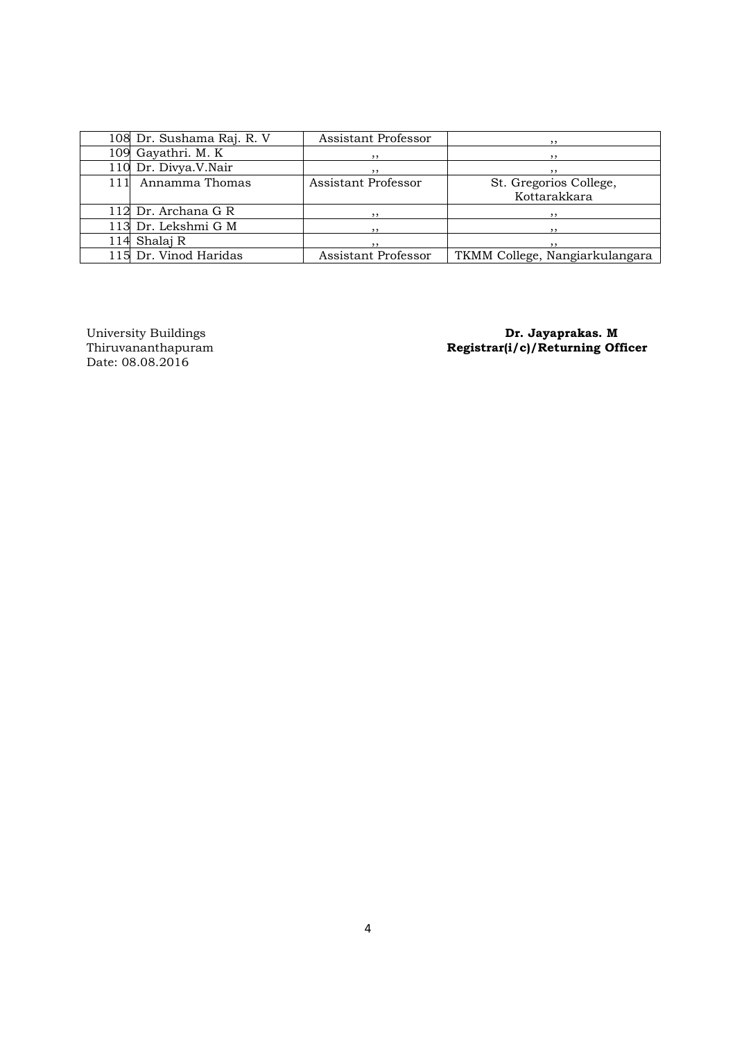| 108 | Dr. Sushama Raj. R. V | Assistant Professor | ,, |
|---|---|---|---|
| 109 | Gayathri. M. K | ,, | ,, |
| 110 | Dr. Divya.V.Nair | ,, | ,, |
| 111 | Annamma Thomas | Assistant Professor | St. Gregorios College, Kottarakkara |
| 112 | Dr. Archana G R | ,, | ,, |
| 113 | Dr. Lekshmi G M | ,, | ,, |
| 114 | Shalaj R | ,, | ,, |
| 115 | Dr. Vinod Haridas | Assistant Professor | TKMM College, Nangiarkulangara |

University Buildings
Thiruvananthapuram
Date: 08.08.2016

**Dr. Jayaprakas. M**
**Registrar(i/c)/Returning Officer**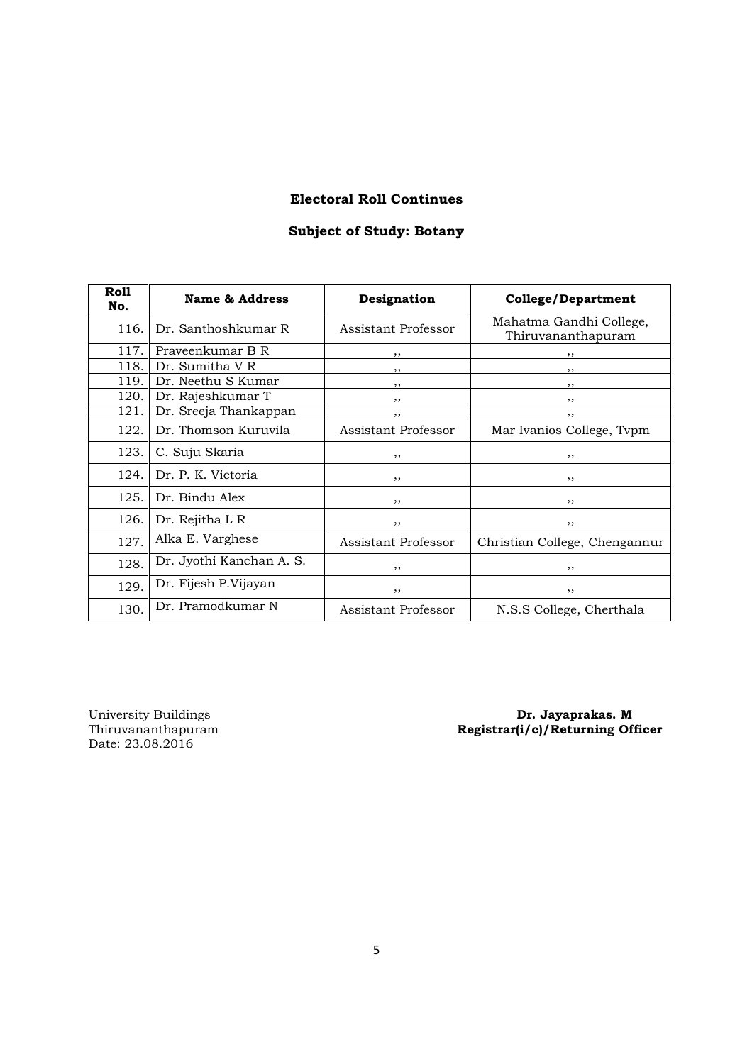**Electoral Roll Continues**

**Subject of Study: Botany**

| Roll No. | Name & Address | Designation | College/Department |
|---|---|---|---|
| 116. | Dr. Santhoshkumar R | Assistant Professor | Mahatma Gandhi College, Thiruvananthapuram |
| 117. | Praveenkumar B R | ,, | ,, |
| 118. | Dr. Sumitha V R | ,, | ,, |
| 119. | Dr. Neethu S Kumar | ,, | ,, |
| 120. | Dr. Rajeshkumar T | ,, | ,, |
| 121. | Dr. Sreeja Thankappan | ,, | ,, |
| 122. | Dr. Thomson Kuruvila | Assistant Professor | Mar Ivanios College, Tvpm |
| 123. | C. Suju Skaria | ,, | ,, |
| 124. | Dr. P. K. Victoria | ,, | ,, |
| 125. | Dr. Bindu Alex | ,, | ,, |
| 126. | Dr. Rejitha L R | ,, | ,, |
| 127. | Alka E. Varghese | Assistant Professor | Christian College, Chengannur |
| 128. | Dr. Jyothi Kanchan A. S. | ,, | ,, |
| 129. | Dr. Fijesh P.Vijayan | ,, | ,, |
| 130. | Dr. Pramodkumar N | Assistant Professor | N.S.S College, Cherthala |

University Buildings
Thiruvananthapuram
Date: 23.08.2016

**Dr. Jayaprakas. M**
**Registrar(i/c)/Returning Officer**